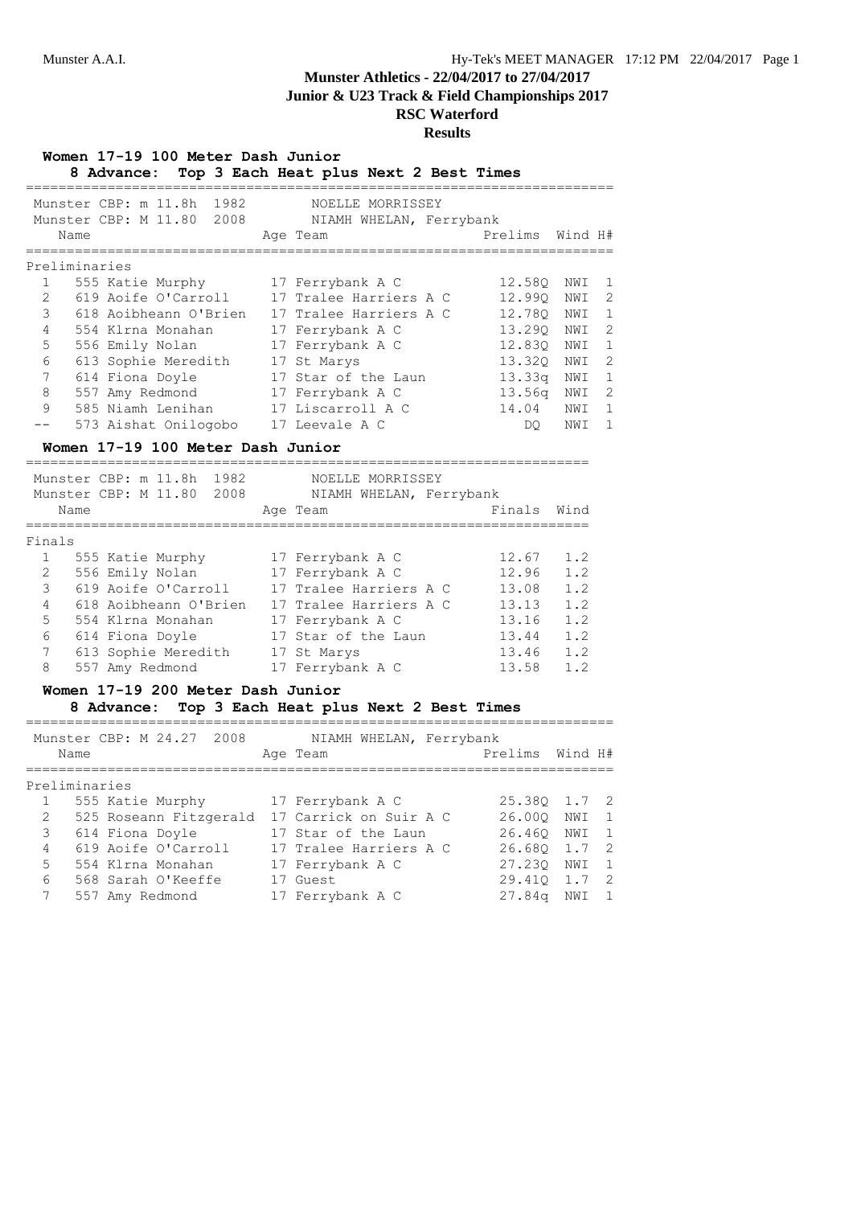# Munster Athletics - 22/04/2017 to 27/04/2017

## Junior & U23 Track & Field Championships 2017

## RSC Waterford

## Results

### Women 17-19 100 Meter Dash Junior

**8 Advance: Top 3 Each Heat plus Next 2 Best Times**

Munster CBP: m 11.8h 1982 NOELLE MORRISSEY
Munster CBP: M 11.80 2008 NIAMH WHELAN, Ferrybank

| | Name | Age | Team | Prelims | Wind | H# |
|---|---|---|---|---|---|---|
| **Preliminaries** | | | | | | |
| 1 | 555 Katie Murphy | 17 | Ferrybank A C | 12.58Q | NWI | 1 |
| 2 | 619 Aoife O'Carroll | 17 | Tralee Harriers A C | 12.99Q | NWI | 2 |
| 3 | 618 Aoibheann O'Brien | 17 | Tralee Harriers A C | 12.78Q | NWI | 1 |
| 4 | 554 Klrna Monahan | 17 | Ferrybank A C | 13.29Q | NWI | 2 |
| 5 | 556 Emily Nolan | 17 | Ferrybank A C | 12.83Q | NWI | 1 |
| 6 | 613 Sophie Meredith | 17 | St Marys | 13.32Q | NWI | 2 |
| 7 | 614 Fiona Doyle | 17 | Star of the Laun | 13.33q | NWI | 1 |
| 8 | 557 Amy Redmond | 17 | Ferrybank A C | 13.56q | NWI | 2 |
| 9 | 585 Niamh Lenihan | 17 | Liscarroll A C | 14.04 | NWI | 1 |
| -- | 573 Aishat Onilogobo | 17 | Leevale A C | DQ | NWI | 1 |

### Women 17-19 100 Meter Dash Junior

Munster CBP: m 11.8h 1982 NOELLE MORRISSEY
Munster CBP: M 11.80 2008 NIAMH WHELAN, Ferrybank

| | Name | Age | Team | Finals | Wind |
|---|---|---|---|---|---|
| **Finals** | | | | | |
| 1 | 555 Katie Murphy | 17 | Ferrybank A C | 12.67 | 1.2 |
| 2 | 556 Emily Nolan | 17 | Ferrybank A C | 12.96 | 1.2 |
| 3 | 619 Aoife O'Carroll | 17 | Tralee Harriers A C | 13.08 | 1.2 |
| 4 | 618 Aoibheann O'Brien | 17 | Tralee Harriers A C | 13.13 | 1.2 |
| 5 | 554 Klrna Monahan | 17 | Ferrybank A C | 13.16 | 1.2 |
| 6 | 614 Fiona Doyle | 17 | Star of the Laun | 13.44 | 1.2 |
| 7 | 613 Sophie Meredith | 17 | St Marys | 13.46 | 1.2 |
| 8 | 557 Amy Redmond | 17 | Ferrybank A C | 13.58 | 1.2 |

### Women 17-19 200 Meter Dash Junior

**8 Advance: Top 3 Each Heat plus Next 2 Best Times**

Munster CBP: M 24.27 2008 NIAMH WHELAN, Ferrybank

| | Name | Age | Team | Prelims | Wind | H# |
|---|---|---|---|---|---|---|
| **Preliminaries** | | | | | | |
| 1 | 555 Katie Murphy | 17 | Ferrybank A C | 25.38Q | 1.7 | 2 |
| 2 | 525 Roseann Fitzgerald | 17 | Carrick on Suir A C | 26.00Q | NWI | 1 |
| 3 | 614 Fiona Doyle | 17 | Star of the Laun | 26.46Q | NWI | 1 |
| 4 | 619 Aoife O'Carroll | 17 | Tralee Harriers A C | 26.68Q | 1.7 | 2 |
| 5 | 554 Klrna Monahan | 17 | Ferrybank A C | 27.23Q | NWI | 1 |
| 6 | 568 Sarah O'Keeffe | 17 | Guest | 29.41Q | 1.7 | 2 |
| 7 | 557 Amy Redmond | 17 | Ferrybank A C | 27.84q | NWI | 1 |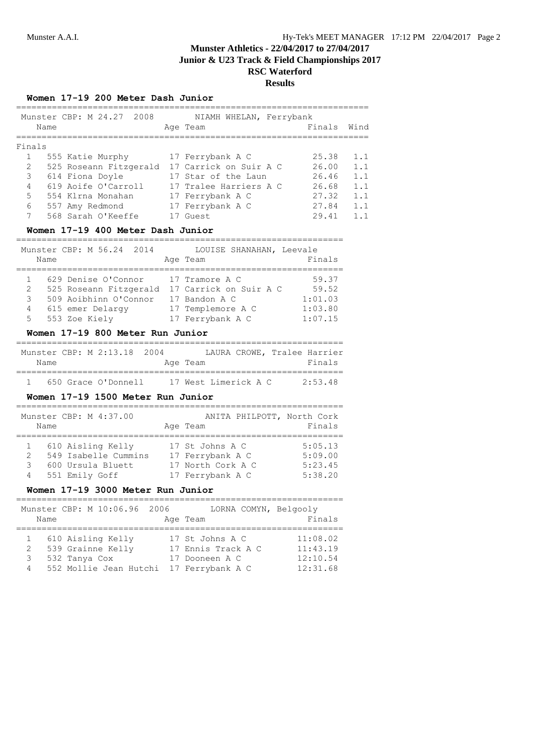# Munster Athletics - 22/04/2017 to 27/04/2017
## Junior & U23 Track & Field Championships 2017
## RSC Waterford
## Results

### Women 17-19 200 Meter Dash Junior

Munster CBP: M 24.27 2008 NIAMH WHELAN, Ferrybank

Finals

| | Name | Age | Team | Finals | Wind |
|---|---|---|---|---|---|
| 1 | 555 Katie Murphy | 17 | Ferrybank A C | 25.38 | 1.1 |
| 2 | 525 Roseann Fitzgerald | 17 | Carrick on Suir A C | 26.00 | 1.1 |
| 3 | 614 Fiona Doyle | 17 | Star of the Laun | 26.46 | 1.1 |
| 4 | 619 Aoife O'Carroll | 17 | Tralee Harriers A C | 26.68 | 1.1 |
| 5 | 554 Klrna Monahan | 17 | Ferrybank A C | 27.32 | 1.1 |
| 6 | 557 Amy Redmond | 17 | Ferrybank A C | 27.84 | 1.1 |
| 7 | 568 Sarah O'Keeffe | 17 | Guest | 29.41 | 1.1 |

### Women 17-19 400 Meter Dash Junior

Munster CBP: M 56.24 2014 LOUISE SHANAHAN, Leevale

| | Name | Age | Team | Finals |
|---|---|---|---|---|
| 1 | 629 Denise O'Connor | 17 | Tramore A C | 59.37 |
| 2 | 525 Roseann Fitzgerald | 17 | Carrick on Suir A C | 59.52 |
| 3 | 509 Aoibhinn O'Connor | 17 | Bandon A C | 1:01.03 |
| 4 | 615 emer Delargy | 17 | Templemore A C | 1:03.80 |
| 5 | 553 Zoe Kiely | 17 | Ferrybank A C | 1:07.15 |

### Women 17-19 800 Meter Run Junior

Munster CBP: M 2:13.18 2004 LAURA CROWE, Tralee Harrier

| | Name | Age | Team | Finals |
|---|---|---|---|---|
| 1 | 650 Grace O'Donnell | 17 | West Limerick A C | 2:53.48 |

### Women 17-19 1500 Meter Run Junior

Munster CBP: M 4:37.00 ANITA PHILPOTT, North Cork

| | Name | Age | Team | Finals |
|---|---|---|---|---|
| 1 | 610 Aisling Kelly | 17 | St Johns A C | 5:05.13 |
| 2 | 549 Isabelle Cummins | 17 | Ferrybank A C | 5:09.00 |
| 3 | 600 Ursula Bluett | 17 | North Cork A C | 5:23.45 |
| 4 | 551 Emily Goff | 17 | Ferrybank A C | 5:38.20 |

### Women 17-19 3000 Meter Run Junior

Munster CBP: M 10:06.96 2006 LORNA COMYN, Belgooly

| | Name | Age | Team | Finals |
|---|---|---|---|---|
| 1 | 610 Aisling Kelly | 17 | St Johns A C | 11:08.02 |
| 2 | 539 Grainne Kelly | 17 | Ennis Track A C | 11:43.19 |
| 3 | 532 Tanya Cox | 17 | Dooneen A C | 12:10.54 |
| 4 | 552 Mollie Jean Hutchi | 17 | Ferrybank A C | 12:31.68 |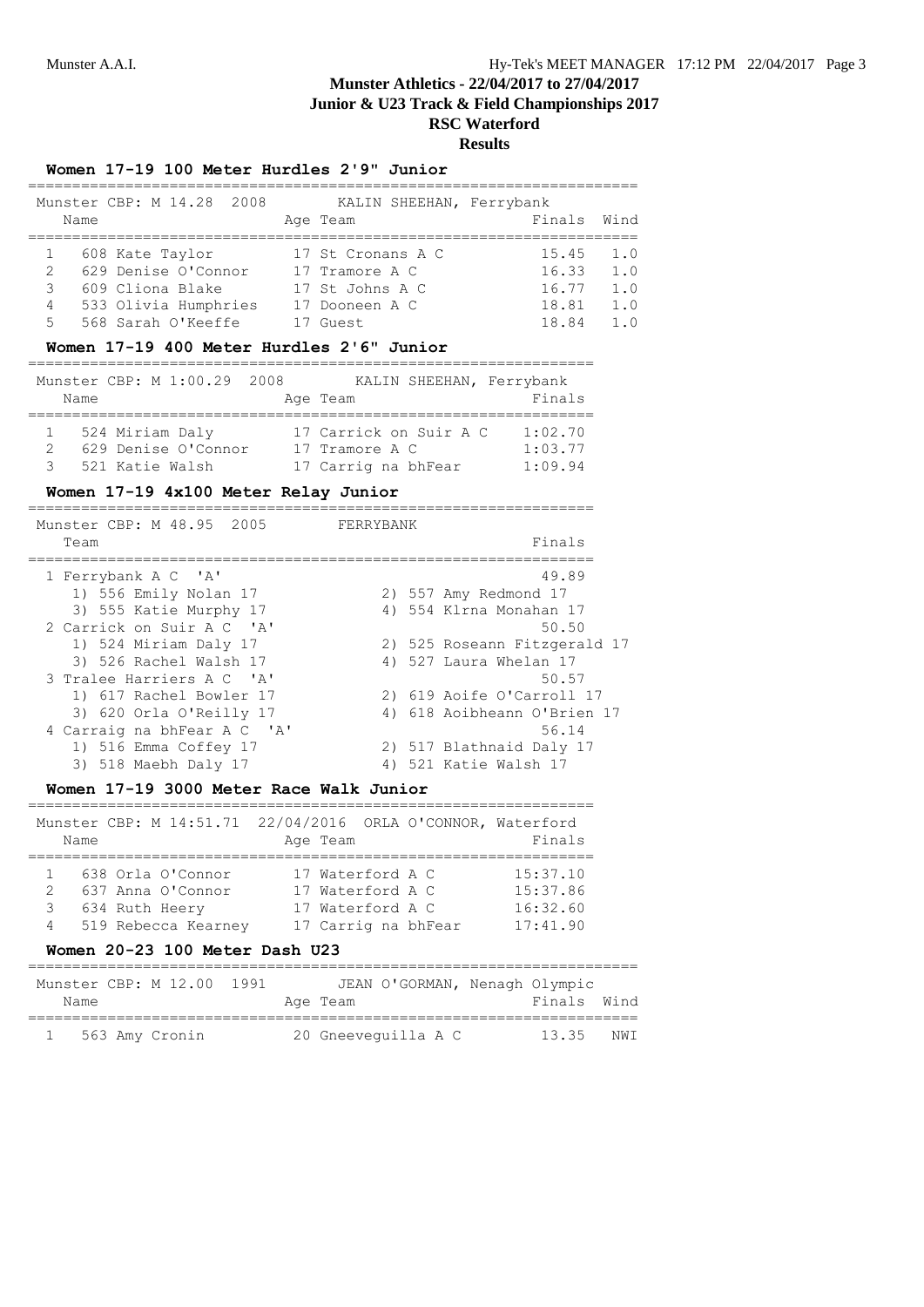# Munster Athletics - 22/04/2017 to 27/04/2017

## Junior & U23 Track & Field Championships 2017

## RSC Waterford

## Results

### Women 17-19 100 Meter Hurdles 2'9" Junior

Munster CBP: M 14.28 2008 KALIN SHEEHAN, Ferrybank

| | Name | Age | Team | Finals | Wind |
|---|---|---|---|---|---|
| 1 | 608 Kate Taylor | 17 | St Cronans A C | 15.45 | 1.0 |
| 2 | 629 Denise O'Connor | 17 | Tramore A C | 16.33 | 1.0 |
| 3 | 609 Cliona Blake | 17 | St Johns A C | 16.77 | 1.0 |
| 4 | 533 Olivia Humphries | 17 | Dooneen A C | 18.81 | 1.0 |
| 5 | 568 Sarah O'Keeffe | 17 | Guest | 18.84 | 1.0 |

### Women 17-19 400 Meter Hurdles 2'6" Junior

Munster CBP: M 1:00.29 2008 KALIN SHEEHAN, Ferrybank

| | Name | Age | Team | Finals |
|---|---|---|---|---|
| 1 | 524 Miriam Daly | 17 | Carrick on Suir A C | 1:02.70 |
| 2 | 629 Denise O'Connor | 17 | Tramore A C | 1:03.77 |
| 3 | 521 Katie Walsh | 17 | Carrig na bhFear | 1:09.94 |

### Women 17-19 4x100 Meter Relay Junior

Munster CBP: M 48.95 2005 FERRYBANK

| Team | Finals |
|---|---|
| 1 Ferrybank A C 'A' | 49.89 |
| 1) 556 Emily Nolan 17; 2) 557 Amy Redmond 17; 3) 555 Katie Murphy 17; 4) 554 Klrna Monahan 17 | |
| 2 Carrick on Suir A C 'A' | 50.50 |
| 1) 524 Miriam Daly 17; 2) 525 Roseann Fitzgerald 17; 3) 526 Rachel Walsh 17; 4) 527 Laura Whelan 17 | |
| 3 Tralee Harriers A C 'A' | 50.57 |
| 1) 617 Rachel Bowler 17; 2) 619 Aoife O'Carroll 17; 3) 620 Orla O'Reilly 17; 4) 618 Aoibheann O'Brien 17 | |
| 4 Carraig na bhFear A C 'A' | 56.14 |
| 1) 516 Emma Coffey 17; 2) 517 Blathnaid Daly 17; 3) 518 Maebh Daly 17; 4) 521 Katie Walsh 17 | |

### Women 17-19 3000 Meter Race Walk Junior

Munster CBP: M 14:51.71 22/04/2016 ORLA O'CONNOR, Waterford

| | Name | Age | Team | Finals |
|---|---|---|---|---|
| 1 | 638 Orla O'Connor | 17 | Waterford A C | 15:37.10 |
| 2 | 637 Anna O'Connor | 17 | Waterford A C | 15:37.86 |
| 3 | 634 Ruth Heery | 17 | Waterford A C | 16:32.60 |
| 4 | 519 Rebecca Kearney | 17 | Carrig na bhFear | 17:41.90 |

### Women 20-23 100 Meter Dash U23

Munster CBP: M 12.00 1991 JEAN O'GORMAN, Nenagh Olympic

| | Name | Age | Team | Finals | Wind |
|---|---|---|---|---|---|
| 1 | 563 Amy Cronin | 20 | Gneeveguilla A C | 13.35 | NWI |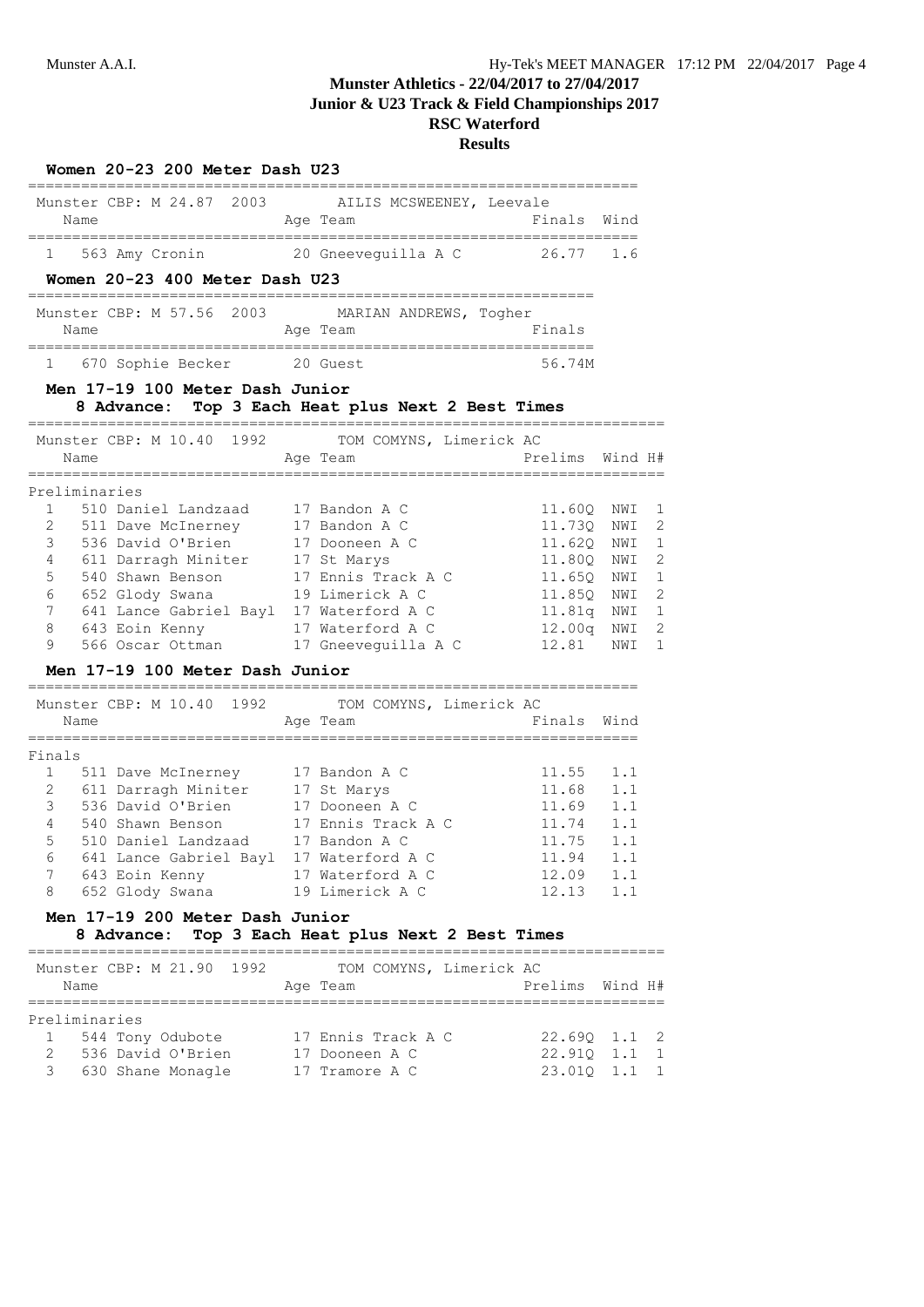# Munster Athletics - 22/04/2017 to 27/04/2017

## Junior & U23 Track & Field Championships 2017

## RSC Waterford

## Results

### Women 20-23 200 Meter Dash U23

Munster CBP: M 24.87 2003 AILIS MCSWEENEY, Leevale

| | Name | Age | Team | Finals | Wind |
|---|---|---|---|---|---|
| 1 | 563 Amy Cronin | 20 | Gneeveguilla A C | 26.77 | 1.6 |

### Women 20-23 400 Meter Dash U23

Munster CBP: M 57.56 2003 MARIAN ANDREWS, Togher

| | Name | Age | Team | Finals |
|---|---|---|---|---|
| 1 | 670 Sophie Becker | 20 | Guest | 56.74M |

### Men 17-19 100 Meter Dash Junior

**8 Advance: Top 3 Each Heat plus Next 2 Best Times**

Munster CBP: M 10.40 1992 TOM COMYNS, Limerick AC

Preliminaries

| | Name | Age | Team | Prelims | Wind | H# |
|---|---|---|---|---|---|---|
| 1 | 510 Daniel Landzaad | 17 | Bandon A C | 11.60Q | NWI | 1 |
| 2 | 511 Dave McInerney | 17 | Bandon A C | 11.73Q | NWI | 2 |
| 3 | 536 David O'Brien | 17 | Dooneen A C | 11.62Q | NWI | 1 |
| 4 | 611 Darragh Miniter | 17 | St Marys | 11.80Q | NWI | 2 |
| 5 | 540 Shawn Benson | 17 | Ennis Track A C | 11.65Q | NWI | 1 |
| 6 | 652 Glody Swana | 19 | Limerick A C | 11.85Q | NWI | 2 |
| 7 | 641 Lance Gabriel Bayl | 17 | Waterford A C | 11.81q | NWI | 1 |
| 8 | 643 Eoin Kenny | 17 | Waterford A C | 12.00q | NWI | 2 |
| 9 | 566 Oscar Ottman | 17 | Gneeveguilla A C | 12.81 | NWI | 1 |

### Men 17-19 100 Meter Dash Junior

Munster CBP: M 10.40 1992 TOM COMYNS, Limerick AC

Finals

| | Name | Age | Team | Finals | Wind |
|---|---|---|---|---|---|
| 1 | 511 Dave McInerney | 17 | Bandon A C | 11.55 | 1.1 |
| 2 | 611 Darragh Miniter | 17 | St Marys | 11.68 | 1.1 |
| 3 | 536 David O'Brien | 17 | Dooneen A C | 11.69 | 1.1 |
| 4 | 540 Shawn Benson | 17 | Ennis Track A C | 11.74 | 1.1 |
| 5 | 510 Daniel Landzaad | 17 | Bandon A C | 11.75 | 1.1 |
| 6 | 641 Lance Gabriel Bayl | 17 | Waterford A C | 11.94 | 1.1 |
| 7 | 643 Eoin Kenny | 17 | Waterford A C | 12.09 | 1.1 |
| 8 | 652 Glody Swana | 19 | Limerick A C | 12.13 | 1.1 |

### Men 17-19 200 Meter Dash Junior

**8 Advance: Top 3 Each Heat plus Next 2 Best Times**

Munster CBP: M 21.90 1992 TOM COMYNS, Limerick AC

Preliminaries

| | Name | Age | Team | Prelims | Wind | H# |
|---|---|---|---|---|---|---|
| 1 | 544 Tony Odubote | 17 | Ennis Track A C | 22.69Q | 1.1 | 2 |
| 2 | 536 David O'Brien | 17 | Dooneen A C | 22.91Q | 1.1 | 1 |
| 3 | 630 Shane Monagle | 17 | Tramore A C | 23.01Q | 1.1 | 1 |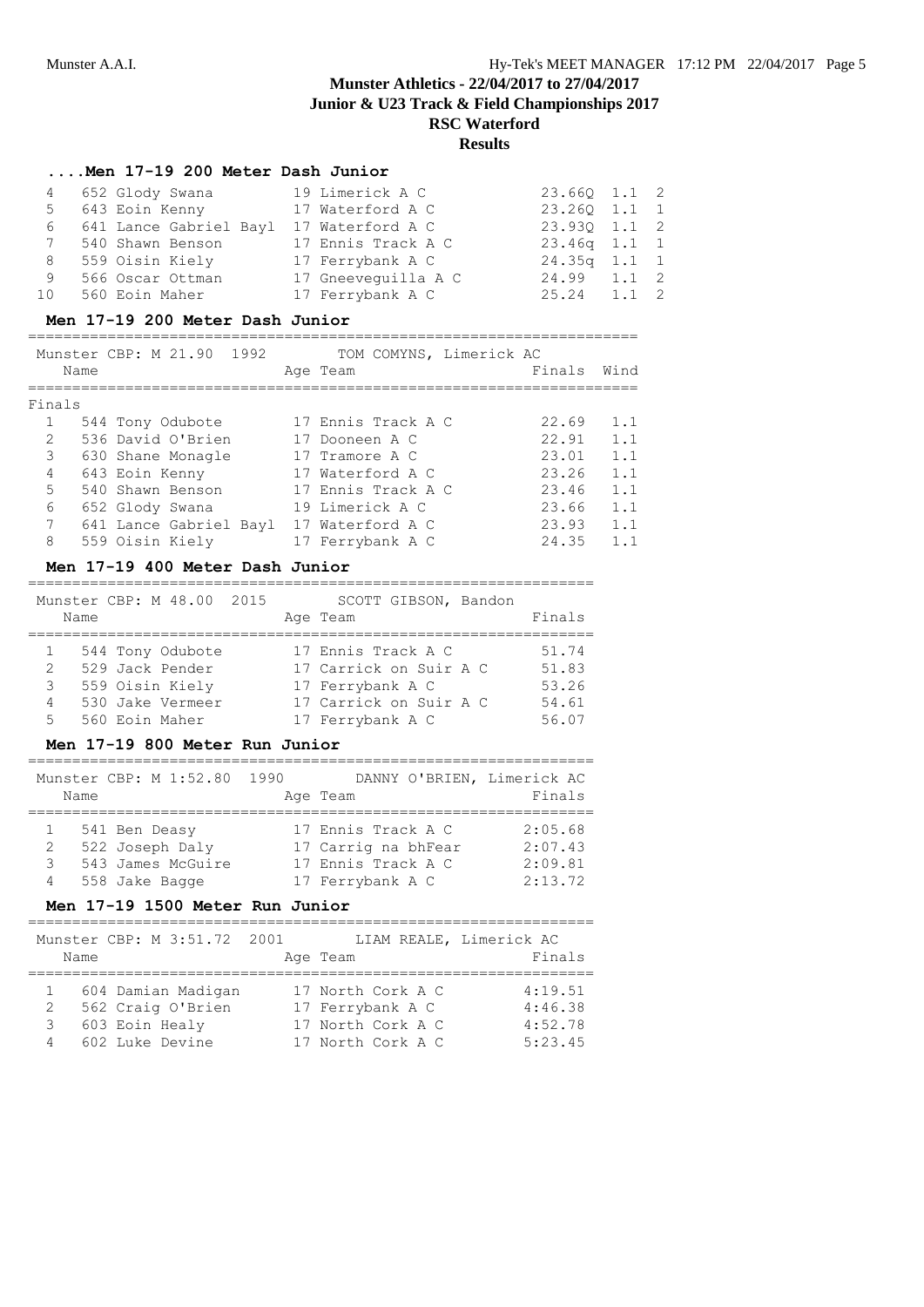## Munster Athletics - 22/04/2017 to 27/04/2017
## Junior & U23 Track & Field Championships 2017
## RSC Waterford
## Results

### ....Men 17-19 200 Meter Dash Junior

| | Name | Age | Team | Prelims | Wind | H# |
|---|---|---|---|---|---|---|
| 4 | 652 Glody Swana | 19 | Limerick A C | 23.66Q | 1.1 | 2 |
| 5 | 643 Eoin Kenny | 17 | Waterford A C | 23.26Q | 1.1 | 1 |
| 6 | 641 Lance Gabriel Bayl | 17 | Waterford A C | 23.93Q | 1.1 | 2 |
| 7 | 540 Shawn Benson | 17 | Ennis Track A C | 23.46q | 1.1 | 1 |
| 8 | 559 Oisin Kiely | 17 | Ferrybank A C | 24.35q | 1.1 | 1 |
| 9 | 566 Oscar Ottman | 17 | Gneeveguilla A C | 24.99 | 1.1 | 2 |
| 10 | 560 Eoin Maher | 17 | Ferrybank A C | 25.24 | 1.1 | 2 |

### Men 17-19 200 Meter Dash Junior

Munster CBP: M 21.90 1992 TOM COMYNS, Limerick AC

Finals

| | Name | Age | Team | Finals | Wind |
|---|---|---|---|---|---|
| 1 | 544 Tony Odubote | 17 | Ennis Track A C | 22.69 | 1.1 |
| 2 | 536 David O'Brien | 17 | Dooneen A C | 22.91 | 1.1 |
| 3 | 630 Shane Monagle | 17 | Tramore A C | 23.01 | 1.1 |
| 4 | 643 Eoin Kenny | 17 | Waterford A C | 23.26 | 1.1 |
| 5 | 540 Shawn Benson | 17 | Ennis Track A C | 23.46 | 1.1 |
| 6 | 652 Glody Swana | 19 | Limerick A C | 23.66 | 1.1 |
| 7 | 641 Lance Gabriel Bayl | 17 | Waterford A C | 23.93 | 1.1 |
| 8 | 559 Oisin Kiely | 17 | Ferrybank A C | 24.35 | 1.1 |

### Men 17-19 400 Meter Dash Junior

Munster CBP: M 48.00 2015 SCOTT GIBSON, Bandon

| | Name | Age | Team | Finals |
|---|---|---|---|---|
| 1 | 544 Tony Odubote | 17 | Ennis Track A C | 51.74 |
| 2 | 529 Jack Pender | 17 | Carrick on Suir A C | 51.83 |
| 3 | 559 Oisin Kiely | 17 | Ferrybank A C | 53.26 |
| 4 | 530 Jake Vermeer | 17 | Carrick on Suir A C | 54.61 |
| 5 | 560 Eoin Maher | 17 | Ferrybank A C | 56.07 |

### Men 17-19 800 Meter Run Junior

Munster CBP: M 1:52.80 1990 DANNY O'BRIEN, Limerick AC

| | Name | Age | Team | Finals |
|---|---|---|---|---|
| 1 | 541 Ben Deasy | 17 | Ennis Track A C | 2:05.68 |
| 2 | 522 Joseph Daly | 17 | Carrig na bhFear | 2:07.43 |
| 3 | 543 James McGuire | 17 | Ennis Track A C | 2:09.81 |
| 4 | 558 Jake Bagge | 17 | Ferrybank A C | 2:13.72 |

### Men 17-19 1500 Meter Run Junior

Munster CBP: M 3:51.72 2001 LIAM REALE, Limerick AC

| | Name | Age | Team | Finals |
|---|---|---|---|---|
| 1 | 604 Damian Madigan | 17 | North Cork A C | 4:19.51 |
| 2 | 562 Craig O'Brien | 17 | Ferrybank A C | 4:46.38 |
| 3 | 603 Eoin Healy | 17 | North Cork A C | 4:52.78 |
| 4 | 602 Luke Devine | 17 | North Cork A C | 5:23.45 |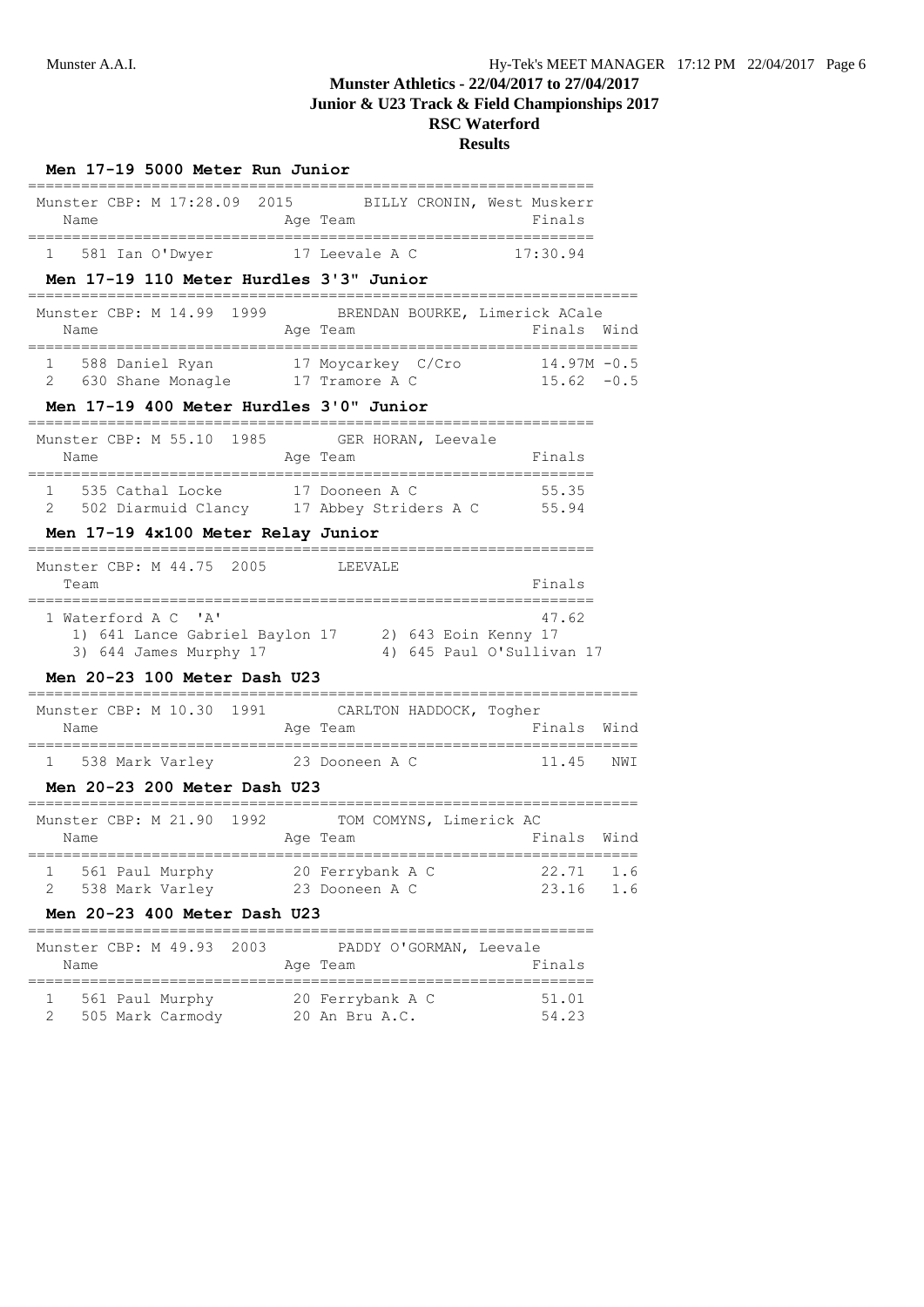# Munster Athletics - 22/04/2017 to 27/04/2017
## Junior & U23 Track & Field Championships 2017
## RSC Waterford
## Results

### Men 17-19 5000 Meter Run Junior

Munster CBP: M 17:28.09 2015 BILLY CRONIN, West Muskerr

| | Name | Age | Team | Finals |
|---|---|---|---|---|
| 1 | 581 Ian O'Dwyer | 17 | Leevale A C | 17:30.94 |

### Men 17-19 110 Meter Hurdles 3'3" Junior

Munster CBP: M 14.99 1999 BRENDAN BOURKE, Limerick ACale

| | Name | Age | Team | Finals | Wind |
|---|---|---|---|---|---|
| 1 | 588 Daniel Ryan | 17 | Moycarkey C/Cro | 14.97M | -0.5 |
| 2 | 630 Shane Monagle | 17 | Tramore A C | 15.62 | -0.5 |

### Men 17-19 400 Meter Hurdles 3'0" Junior

Munster CBP: M 55.10 1985 GER HORAN, Leevale

| | Name | Age | Team | Finals |
|---|---|---|---|---|
| 1 | 535 Cathal Locke | 17 | Dooneen A C | 55.35 |
| 2 | 502 Diarmuid Clancy | 17 | Abbey Striders A C | 55.94 |

### Men 17-19 4x100 Meter Relay Junior

Munster CBP: M 44.75 2005 LEEVALE

| | Team | Finals |
|---|---|---|
| 1 | Waterford A C 'A' | 47.62 |

1) 641 Lance Gabriel Baylon 17 2) 643 Eoin Kenny 17
3) 644 James Murphy 17 4) 645 Paul O'Sullivan 17

### Men 20-23 100 Meter Dash U23

Munster CBP: M 10.30 1991 CARLTON HADDOCK, Togher

| | Name | Age | Team | Finals | Wind |
|---|---|---|---|---|---|
| 1 | 538 Mark Varley | 23 | Dooneen A C | 11.45 | NWI |

### Men 20-23 200 Meter Dash U23

Munster CBP: M 21.90 1992 TOM COMYNS, Limerick AC

| | Name | Age | Team | Finals | Wind |
|---|---|---|---|---|---|
| 1 | 561 Paul Murphy | 20 | Ferrybank A C | 22.71 | 1.6 |
| 2 | 538 Mark Varley | 23 | Dooneen A C | 23.16 | 1.6 |

### Men 20-23 400 Meter Dash U23

Munster CBP: M 49.93 2003 PADDY O'GORMAN, Leevale

| | Name | Age | Team | Finals |
|---|---|---|---|---|
| 1 | 561 Paul Murphy | 20 | Ferrybank A C | 51.01 |
| 2 | 505 Mark Carmody | 20 | An Bru A.C. | 54.23 |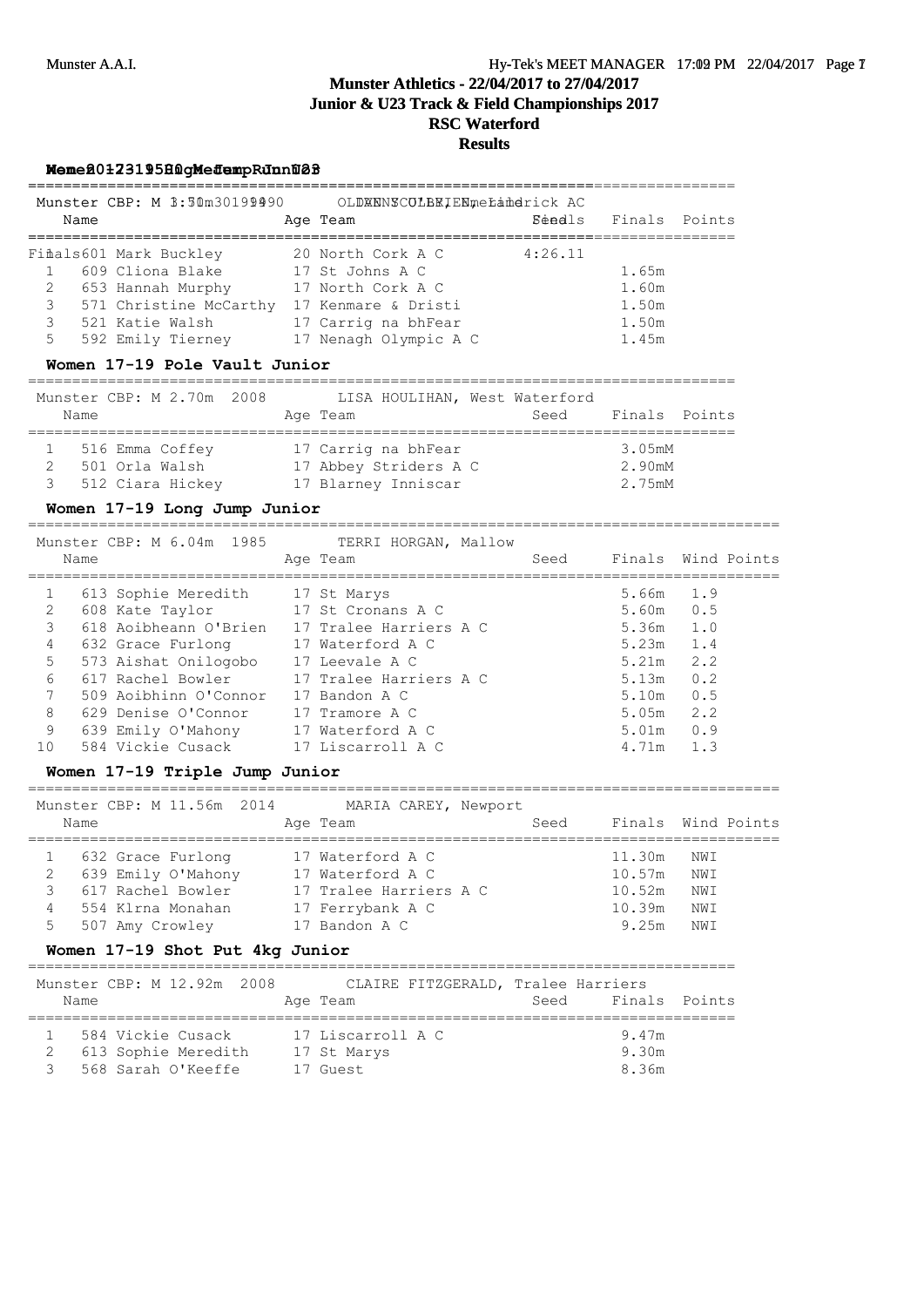**Munster Athletics - 22/04/2017 to 27/04/2017**

**Junior & U23 Track & Field Championships 2017**

**RSC Waterford**

**Results**

### Women 17-19 High Jump Junior / Men 20-23 1500m Run U23

Munster CBP: M 1.70m 1990 / M 3:50m 2019 — OLDEN SCULLY / CONN O'BRIEN, Limerick AC

| | Name | Age | Team | Seed | Finals | Points |
|---|---|---|---|---|---|---|
| Finals | 601 Mark Buckley | 20 | North Cork A C | 4:26.11 | | |
| 1 | 609 Cliona Blake | 17 | St Johns A C | | 1.65m | |
| 2 | 653 Hannah Murphy | 17 | North Cork A C | | 1.60m | |
| 3 | 571 Christine McCarthy | 17 | Kenmare & Dristi | | 1.50m | |
| 3 | 521 Katie Walsh | 17 | Carrig na bhFear | | 1.50m | |
| 5 | 592 Emily Tierney | 17 | Nenagh Olympic A C | | 1.45m | |

### Women 17-19 Pole Vault Junior

Munster CBP: M 2.70m 2008 LISA HOULIHAN, West Waterford

| | Name | Age | Team | Seed | Finals | Points |
|---|---|---|---|---|---|---|
| 1 | 516 Emma Coffey | 17 | Carrig na bhFear | | 3.05mM | |
| 2 | 501 Orla Walsh | 17 | Abbey Striders A C | | 2.90mM | |
| 3 | 512 Ciara Hickey | 17 | Blarney Inniscar | | 2.75mM | |

### Women 17-19 Long Jump Junior

Munster CBP: M 6.04m 1985 TERRI HORGAN, Mallow

| | Name | Age | Team | Seed | Finals | Wind | Points |
|---|---|---|---|---|---|---|---|
| 1 | 613 Sophie Meredith | 17 | St Marys | | 5.66m | 1.9 | |
| 2 | 608 Kate Taylor | 17 | St Cronans A C | | 5.60m | 0.5 | |
| 3 | 618 Aoibheann O'Brien | 17 | Tralee Harriers A C | | 5.36m | 1.0 | |
| 4 | 632 Grace Furlong | 17 | Waterford A C | | 5.23m | 1.4 | |
| 5 | 573 Aishat Onilogobo | 17 | Leevale A C | | 5.21m | 2.2 | |
| 6 | 617 Rachel Bowler | 17 | Tralee Harriers A C | | 5.13m | 0.2 | |
| 7 | 509 Aoibhinn O'Connor | 17 | Bandon A C | | 5.10m | 0.5 | |
| 8 | 629 Denise O'Connor | 17 | Tramore A C | | 5.05m | 2.2 | |
| 9 | 639 Emily O'Mahony | 17 | Waterford A C | | 5.01m | 0.9 | |
| 10 | 584 Vickie Cusack | 17 | Liscarroll A C | | 4.71m | 1.3 | |

### Women 17-19 Triple Jump Junior

Munster CBP: M 11.56m 2014 MARIA CAREY, Newport

| | Name | Age | Team | Seed | Finals | Wind | Points |
|---|---|---|---|---|---|---|---|
| 1 | 632 Grace Furlong | 17 | Waterford A C | | 11.30m | NWI | |
| 2 | 639 Emily O'Mahony | 17 | Waterford A C | | 10.57m | NWI | |
| 3 | 617 Rachel Bowler | 17 | Tralee Harriers A C | | 10.52m | NWI | |
| 4 | 554 Klrna Monahan | 17 | Ferrybank A C | | 10.39m | NWI | |
| 5 | 507 Amy Crowley | 17 | Bandon A C | | 9.25m | NWI | |

### Women 17-19 Shot Put 4kg Junior

Munster CBP: M 12.92m 2008 CLAIRE FITZGERALD, Tralee Harriers

| | Name | Age | Team | Seed | Finals | Points |
|---|---|---|---|---|---|---|
| 1 | 584 Vickie Cusack | 17 | Liscarroll A C | | 9.47m | |
| 2 | 613 Sophie Meredith | 17 | St Marys | | 9.30m | |
| 3 | 568 Sarah O'Keeffe | 17 | Guest | | 8.36m | |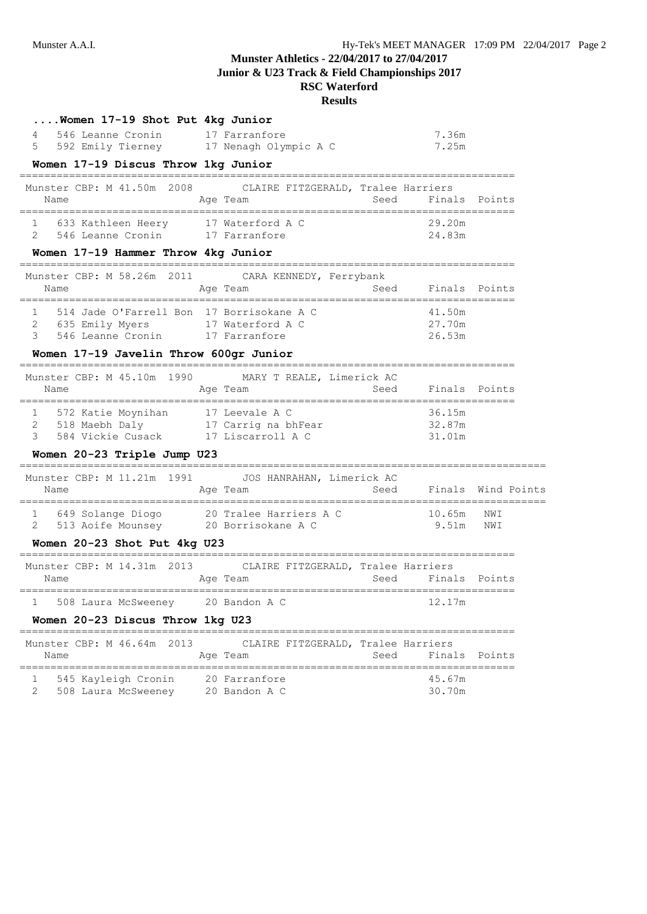## Munster Athletics - 22/04/2017 to 27/04/2017

**Junior & U23 Track & Field Championships 2017**

**RSC Waterford**

**Results**

### ....Women 17-19 Shot Put 4kg Junior

| | Name | Age | Team | Seed | Finals | Points |
|---|---|---|---|---|---|---|
| 4 | 546 Leanne Cronin | 17 | Farranfore | | 7.36m | |
| 5 | 592 Emily Tierney | 17 | Nenagh Olympic A C | | 7.25m | |

### Women 17-19 Discus Throw 1kg Junior

Munster CBP: M 41.50m 2008 CLAIRE FITZGERALD, Tralee Harriers

| | Name | Age | Team | Seed | Finals | Points |
|---|---|---|---|---|---|---|
| 1 | 633 Kathleen Heery | 17 | Waterford A C | | 29.20m | |
| 2 | 546 Leanne Cronin | 17 | Farranfore | | 24.83m | |

### Women 17-19 Hammer Throw 4kg Junior

Munster CBP: M 58.26m 2011 CARA KENNEDY, Ferrybank

| | Name | Age | Team | Seed | Finals | Points |
|---|---|---|---|---|---|---|
| 1 | 514 Jade O'Farrell Bon | 17 | Borrisokane A C | | 41.50m | |
| 2 | 635 Emily Myers | 17 | Waterford A C | | 27.70m | |
| 3 | 546 Leanne Cronin | 17 | Farranfore | | 26.53m | |

### Women 17-19 Javelin Throw 600gr Junior

Munster CBP: M 45.10m 1990 MARY T REALE, Limerick AC

| | Name | Age | Team | Seed | Finals | Points |
|---|---|---|---|---|---|---|
| 1 | 572 Katie Moynihan | 17 | Leevale A C | | 36.15m | |
| 2 | 518 Maebh Daly | 17 | Carrig na bhFear | | 32.87m | |
| 3 | 584 Vickie Cusack | 17 | Liscarroll A C | | 31.01m | |

### Women 20-23 Triple Jump U23

Munster CBP: M 11.21m 1991 JOS HANRAHAN, Limerick AC

| | Name | Age | Team | Seed | Finals | Wind | Points |
|---|---|---|---|---|---|---|---|
| 1 | 649 Solange Diogo | 20 | Tralee Harriers A C | | 10.65m | NWI | |
| 2 | 513 Aoife Mounsey | 20 | Borrisokane A C | | 9.51m | NWI | |

### Women 20-23 Shot Put 4kg U23

Munster CBP: M 14.31m 2013 CLAIRE FITZGERALD, Tralee Harriers

| | Name | Age | Team | Seed | Finals | Points |
|---|---|---|---|---|---|---|
| 1 | 508 Laura McSweeney | 20 | Bandon A C | | 12.17m | |

### Women 20-23 Discus Throw 1kg U23

Munster CBP: M 46.64m 2013 CLAIRE FITZGERALD, Tralee Harriers

| | Name | Age | Team | Seed | Finals | Points |
|---|---|---|---|---|---|---|
| 1 | 545 Kayleigh Cronin | 20 | Farranfore | | 45.67m | |
| 2 | 508 Laura McSweeney | 20 | Bandon A C | | 30.70m | |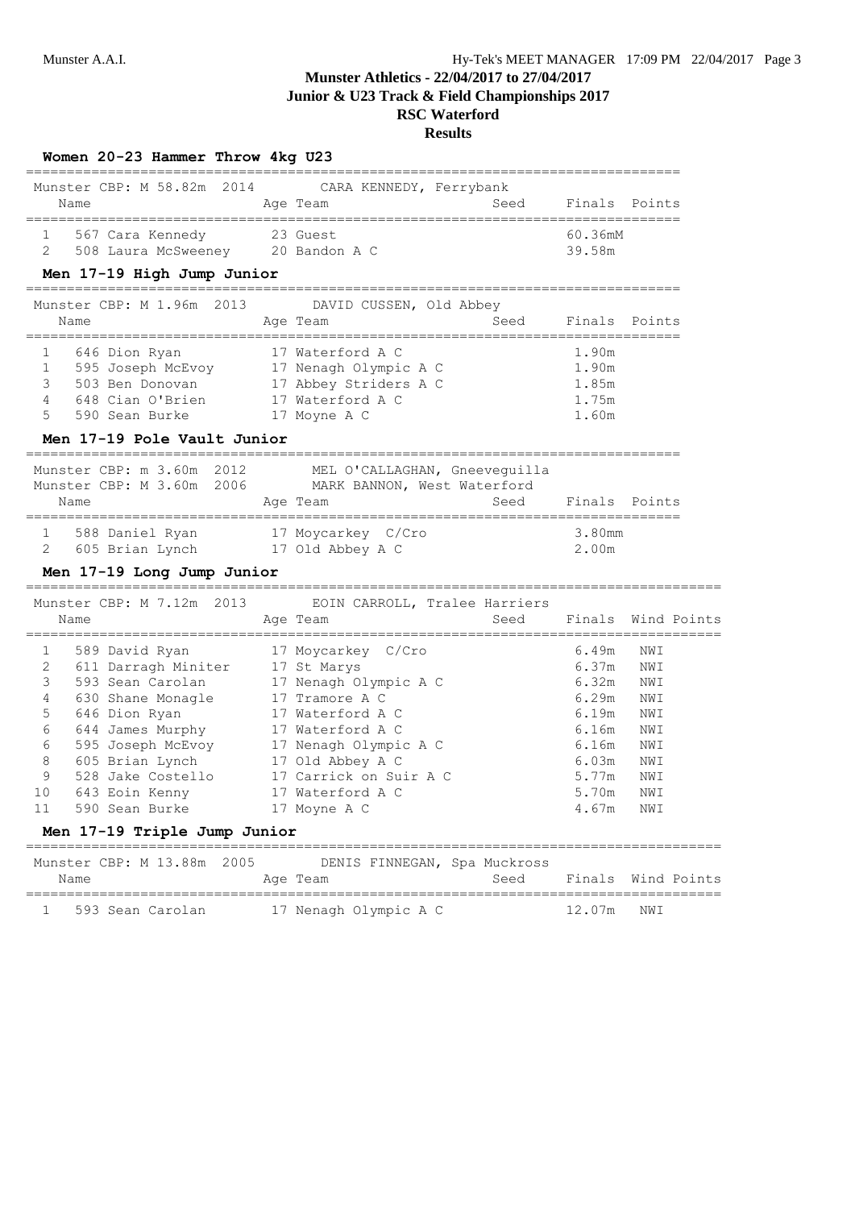# Munster Athletics - 22/04/2017 to 27/04/2017
## Junior & U23 Track & Field Championships 2017
## RSC Waterford
## Results

### Women 20-23 Hammer Throw 4kg U23

Munster CBP: M 58.82m 2014 CARA KENNEDY, Ferrybank

| | Name | Age | Team | Seed | Finals | Points |
|---|---|---|---|---|---|---|
| 1 | 567 Cara Kennedy | 23 | Guest | | 60.36mM | |
| 2 | 508 Laura McSweeney | 20 | Bandon A C | | 39.58m | |

### Men 17-19 High Jump Junior

Munster CBP: M 1.96m 2013 DAVID CUSSEN, Old Abbey

| | Name | Age | Team | Seed | Finals | Points |
|---|---|---|---|---|---|---|
| 1 | 646 Dion Ryan | 17 | Waterford A C | | 1.90m | |
| 1 | 595 Joseph McEvoy | 17 | Nenagh Olympic A C | | 1.90m | |
| 3 | 503 Ben Donovan | 17 | Abbey Striders A C | | 1.85m | |
| 4 | 648 Cian O'Brien | 17 | Waterford A C | | 1.75m | |
| 5 | 590 Sean Burke | 17 | Moyne A C | | 1.60m | |

### Men 17-19 Pole Vault Junior

Munster CBP: m 3.60m 2012 MEL O'CALLAGHAN, Gneeveguilla
Munster CBP: M 3.60m 2006 MARK BANNON, West Waterford

| | Name | Age | Team | Seed | Finals | Points |
|---|---|---|---|---|---|---|
| 1 | 588 Daniel Ryan | 17 | Moycarkey C/Cro | | 3.80mm | |
| 2 | 605 Brian Lynch | 17 | Old Abbey A C | | 2.00m | |

### Men 17-19 Long Jump Junior

Munster CBP: M 7.12m 2013 EOIN CARROLL, Tralee Harriers

| | Name | Age | Team | Seed | Finals | Wind | Points |
|---|---|---|---|---|---|---|---|
| 1 | 589 David Ryan | 17 | Moycarkey C/Cro | | 6.49m | NWI | |
| 2 | 611 Darragh Miniter | 17 | St Marys | | 6.37m | NWI | |
| 3 | 593 Sean Carolan | 17 | Nenagh Olympic A C | | 6.32m | NWI | |
| 4 | 630 Shane Monagle | 17 | Tramore A C | | 6.29m | NWI | |
| 5 | 646 Dion Ryan | 17 | Waterford A C | | 6.19m | NWI | |
| 6 | 644 James Murphy | 17 | Waterford A C | | 6.16m | NWI | |
| 6 | 595 Joseph McEvoy | 17 | Nenagh Olympic A C | | 6.16m | NWI | |
| 8 | 605 Brian Lynch | 17 | Old Abbey A C | | 6.03m | NWI | |
| 9 | 528 Jake Costello | 17 | Carrick on Suir A C | | 5.77m | NWI | |
| 10 | 643 Eoin Kenny | 17 | Waterford A C | | 5.70m | NWI | |
| 11 | 590 Sean Burke | 17 | Moyne A C | | 4.67m | NWI | |

### Men 17-19 Triple Jump Junior

Munster CBP: M 13.88m 2005 DENIS FINNEGAN, Spa Muckross

| | Name | Age | Team | Seed | Finals | Wind | Points |
|---|---|---|---|---|---|---|---|
| 1 | 593 Sean Carolan | 17 | Nenagh Olympic A C | | 12.07m | NWI | |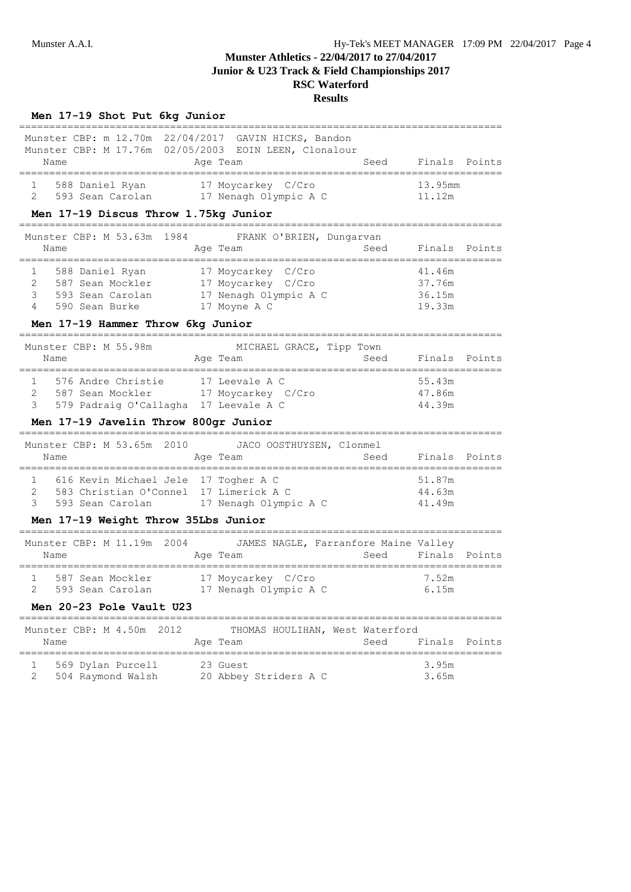# Munster Athletics - 22/04/2017 to 27/04/2017
## Junior & U23 Track & Field Championships 2017
## RSC Waterford
## Results

### Men 17-19 Shot Put 6kg Junior

Munster CBP: m 12.70m 22/04/2017 GAVIN HICKS, Bandon
Munster CBP: M 17.76m 02/05/2003 EOIN LEEN, Clonalour

| | Name | Age | Team | Seed | Finals | Points |
|---|---|---|---|---|---|---|
| 1 | 588 Daniel Ryan | 17 | Moycarkey C/Cro | | 13.95mm | |
| 2 | 593 Sean Carolan | 17 | Nenagh Olympic A C | | 11.12m | |

### Men 17-19 Discus Throw 1.75kg Junior

Munster CBP: M 53.63m 1984 FRANK O'BRIEN, Dungarvan

| | Name | Age | Team | Seed | Finals | Points |
|---|---|---|---|---|---|---|
| 1 | 588 Daniel Ryan | 17 | Moycarkey C/Cro | | 41.46m | |
| 2 | 587 Sean Mockler | 17 | Moycarkey C/Cro | | 37.76m | |
| 3 | 593 Sean Carolan | 17 | Nenagh Olympic A C | | 36.15m | |
| 4 | 590 Sean Burke | 17 | Moyne A C | | 19.33m | |

### Men 17-19 Hammer Throw 6kg Junior

Munster CBP: M 55.98m MICHAEL GRACE, Tipp Town

| | Name | Age | Team | Seed | Finals | Points |
|---|---|---|---|---|---|---|
| 1 | 576 Andre Christie | 17 | Leevale A C | | 55.43m | |
| 2 | 587 Sean Mockler | 17 | Moycarkey C/Cro | | 47.86m | |
| 3 | 579 Padraig O'Callagha | 17 | Leevale A C | | 44.39m | |

### Men 17-19 Javelin Throw 800gr Junior

Munster CBP: M 53.65m 2010 JACO OOSTHUYSEN, Clonmel

| | Name | Age | Team | Seed | Finals | Points |
|---|---|---|---|---|---|---|
| 1 | 616 Kevin Michael Jele | 17 | Togher A C | | 51.87m | |
| 2 | 583 Christian O'Connel | 17 | Limerick A C | | 44.63m | |
| 3 | 593 Sean Carolan | 17 | Nenagh Olympic A C | | 41.49m | |

### Men 17-19 Weight Throw 35Lbs Junior

Munster CBP: M 11.19m 2004 JAMES NAGLE, Farranfore Maine Valley

| | Name | Age | Team | Seed | Finals | Points |
|---|---|---|---|---|---|---|
| 1 | 587 Sean Mockler | 17 | Moycarkey C/Cro | | 7.52m | |
| 2 | 593 Sean Carolan | 17 | Nenagh Olympic A C | | 6.15m | |

### Men 20-23 Pole Vault U23

Munster CBP: M 4.50m 2012 THOMAS HOULIHAN, West Waterford

| | Name | Age | Team | Seed | Finals | Points |
|---|---|---|---|---|---|---|
| 1 | 569 Dylan Purcell | 23 | Guest | | 3.95m | |
| 2 | 504 Raymond Walsh | 20 | Abbey Striders A C | | 3.65m | |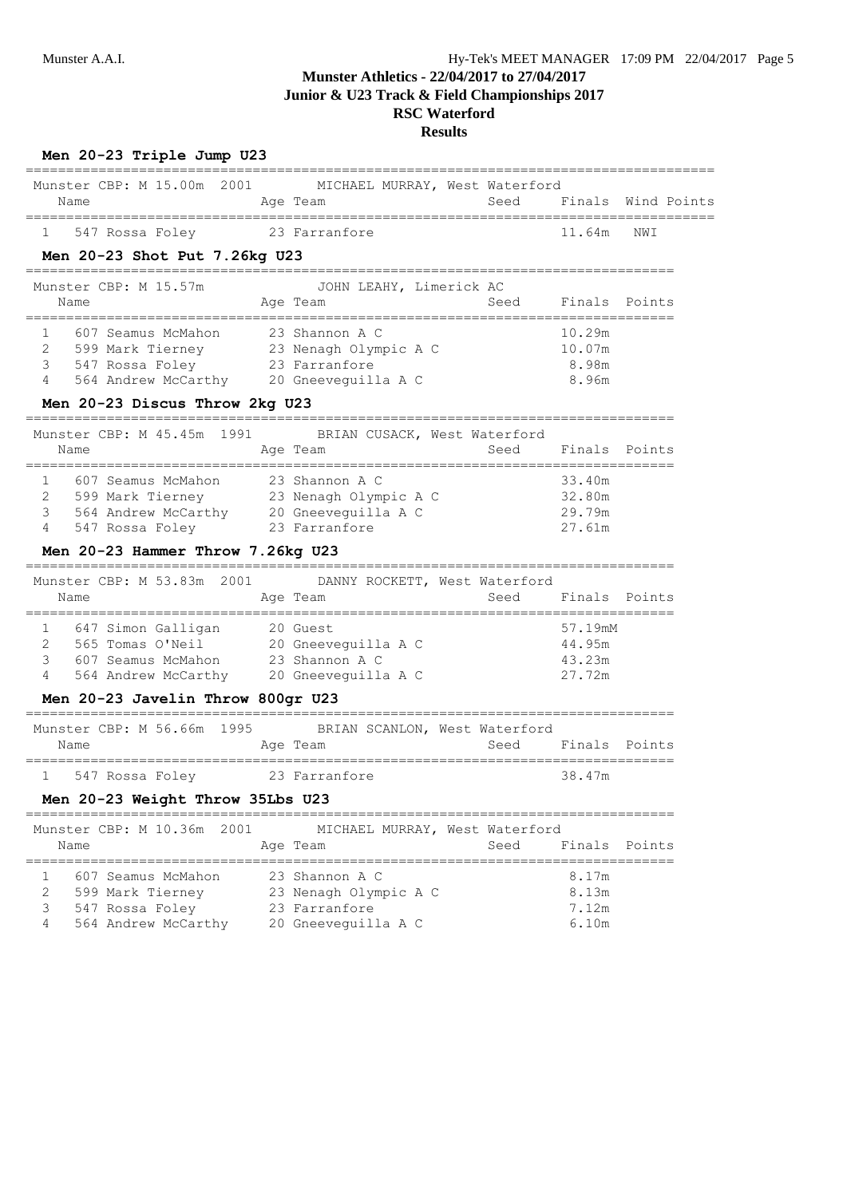# Munster Athletics - 22/04/2017 to 27/04/2017
## Junior & U23 Track & Field Championships 2017
## RSC Waterford
## Results

### Men 20-23 Triple Jump U23

Munster CBP: M 15.00m 2001 MICHAEL MURRAY, West Waterford

| | Name | Age | Team | Seed | Finals | Wind | Points |
|---|---|---|---|---|---|---|---|
| 1 | 547 Rossa Foley | 23 | Farranfore | | 11.64m | NWI | |

### Men 20-23 Shot Put 7.26kg U23

Munster CBP: M 15.57m JOHN LEAHY, Limerick AC

| | Name | Age | Team | Seed | Finals | Points |
|---|---|---|---|---|---|---|
| 1 | 607 Seamus McMahon | 23 | Shannon A C | | 10.29m | |
| 2 | 599 Mark Tierney | 23 | Nenagh Olympic A C | | 10.07m | |
| 3 | 547 Rossa Foley | 23 | Farranfore | | 8.98m | |
| 4 | 564 Andrew McCarthy | 20 | Gneeveguilla A C | | 8.96m | |

### Men 20-23 Discus Throw 2kg U23

Munster CBP: M 45.45m 1991 BRIAN CUSACK, West Waterford

| | Name | Age | Team | Seed | Finals | Points |
|---|---|---|---|---|---|---|
| 1 | 607 Seamus McMahon | 23 | Shannon A C | | 33.40m | |
| 2 | 599 Mark Tierney | 23 | Nenagh Olympic A C | | 32.80m | |
| 3 | 564 Andrew McCarthy | 20 | Gneeveguilla A C | | 29.79m | |
| 4 | 547 Rossa Foley | 23 | Farranfore | | 27.61m | |

### Men 20-23 Hammer Throw 7.26kg U23

Munster CBP: M 53.83m 2001 DANNY ROCKETT, West Waterford

| | Name | Age | Team | Seed | Finals | Points |
|---|---|---|---|---|---|---|
| 1 | 647 Simon Galligan | 20 | Guest | | 57.19mM | |
| 2 | 565 Tomas O'Neil | 20 | Gneeveguilla A C | | 44.95m | |
| 3 | 607 Seamus McMahon | 23 | Shannon A C | | 43.23m | |
| 4 | 564 Andrew McCarthy | 20 | Gneeveguilla A C | | 27.72m | |

### Men 20-23 Javelin Throw 800gr U23

Munster CBP: M 56.66m 1995 BRIAN SCANLON, West Waterford

| | Name | Age | Team | Seed | Finals | Points |
|---|---|---|---|---|---|---|
| 1 | 547 Rossa Foley | 23 | Farranfore | | 38.47m | |

### Men 20-23 Weight Throw 35Lbs U23

Munster CBP: M 10.36m 2001 MICHAEL MURRAY, West Waterford

| | Name | Age | Team | Seed | Finals | Points |
|---|---|---|---|---|---|---|
| 1 | 607 Seamus McMahon | 23 | Shannon A C | | 8.17m | |
| 2 | 599 Mark Tierney | 23 | Nenagh Olympic A C | | 8.13m | |
| 3 | 547 Rossa Foley | 23 | Farranfore | | 7.12m | |
| 4 | 564 Andrew McCarthy | 20 | Gneeveguilla A C | | 6.10m | |